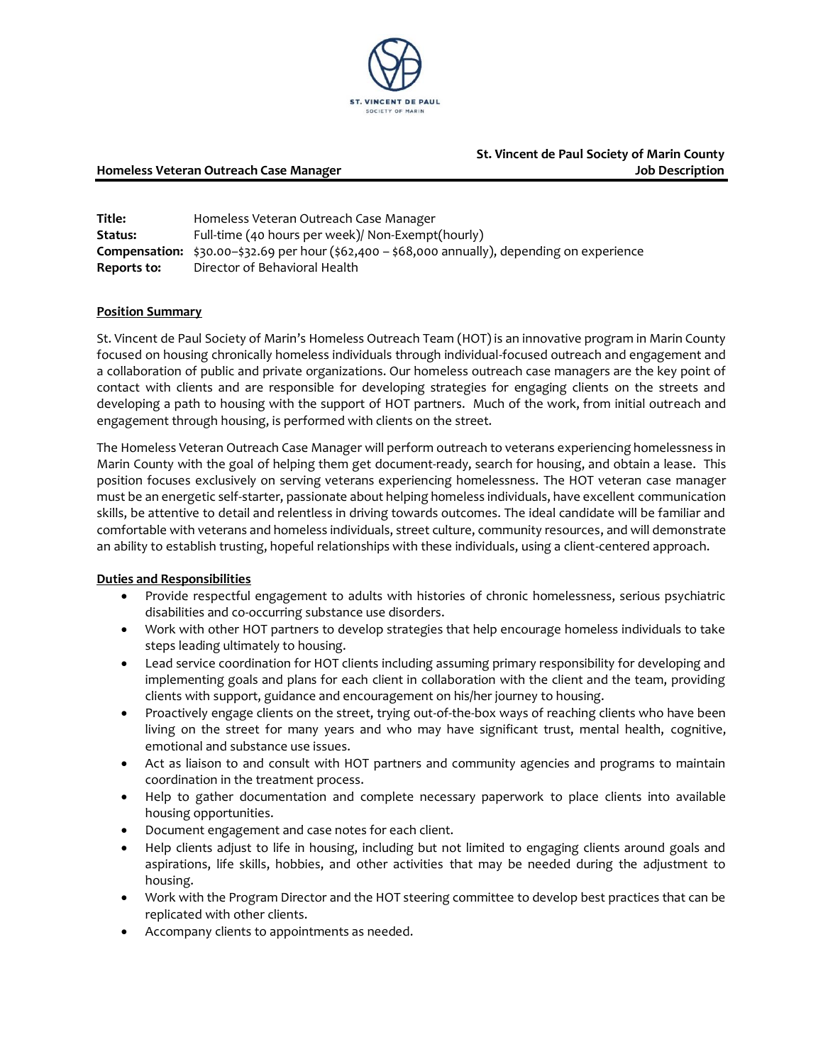**St. Vincent de Paul Society of Marin County**
**Job Description**

**Homeless Veteran Outreach Case Manager**

**Title:** Homeless Veteran Outreach Case Manager
**Status:** Full-time (40 hours per week)/ Non-Exempt(hourly)
**Compensation:** $30.00–$32.69 per hour ($62,400 – $68,000 annually), depending on experience
**Reports to:** Director of Behavioral Health

## Position Summary

St. Vincent de Paul Society of Marin's Homeless Outreach Team (HOT) is an innovative program in Marin County focused on housing chronically homeless individuals through individual-focused outreach and engagement and a collaboration of public and private organizations. Our homeless outreach case managers are the key point of contact with clients and are responsible for developing strategies for engaging clients on the streets and developing a path to housing with the support of HOT partners. Much of the work, from initial outreach and engagement through housing, is performed with clients on the street.

The Homeless Veteran Outreach Case Manager will perform outreach to veterans experiencing homelessness in Marin County with the goal of helping them get document-ready, search for housing, and obtain a lease. This position focuses exclusively on serving veterans experiencing homelessness. The HOT veteran case manager must be an energetic self-starter, passionate about helping homeless individuals, have excellent communication skills, be attentive to detail and relentless in driving towards outcomes. The ideal candidate will be familiar and comfortable with veterans and homeless individuals, street culture, community resources, and will demonstrate an ability to establish trusting, hopeful relationships with these individuals, using a client-centered approach.

## Duties and Responsibilities

- Provide respectful engagement to adults with histories of chronic homelessness, serious psychiatric disabilities and co-occurring substance use disorders.
- Work with other HOT partners to develop strategies that help encourage homeless individuals to take steps leading ultimately to housing.
- Lead service coordination for HOT clients including assuming primary responsibility for developing and implementing goals and plans for each client in collaboration with the client and the team, providing clients with support, guidance and encouragement on his/her journey to housing.
- Proactively engage clients on the street, trying out-of-the-box ways of reaching clients who have been living on the street for many years and who may have significant trust, mental health, cognitive, emotional and substance use issues.
- Act as liaison to and consult with HOT partners and community agencies and programs to maintain coordination in the treatment process.
- Help to gather documentation and complete necessary paperwork to place clients into available housing opportunities.
- Document engagement and case notes for each client.
- Help clients adjust to life in housing, including but not limited to engaging clients around goals and aspirations, life skills, hobbies, and other activities that may be needed during the adjustment to housing.
- Work with the Program Director and the HOT steering committee to develop best practices that can be replicated with other clients.
- Accompany clients to appointments as needed.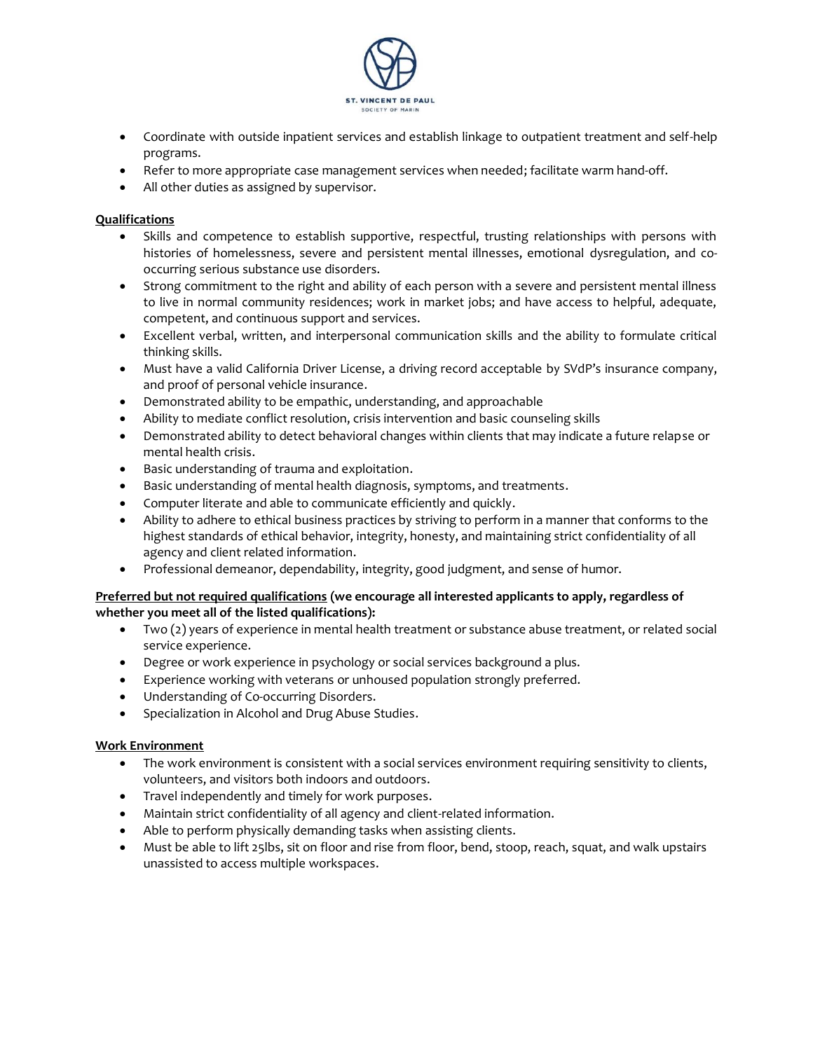- Coordinate with outside inpatient services and establish linkage to outpatient treatment and self-help programs.
- Refer to more appropriate case management services when needed; facilitate warm hand-off.
- All other duties as assigned by supervisor.

**Qualifications**

- Skills and competence to establish supportive, respectful, trusting relationships with persons with histories of homelessness, severe and persistent mental illnesses, emotional dysregulation, and co-occurring serious substance use disorders.
- Strong commitment to the right and ability of each person with a severe and persistent mental illness to live in normal community residences; work in market jobs; and have access to helpful, adequate, competent, and continuous support and services.
- Excellent verbal, written, and interpersonal communication skills and the ability to formulate critical thinking skills.
- Must have a valid California Driver License, a driving record acceptable by SVdP's insurance company, and proof of personal vehicle insurance.
- Demonstrated ability to be empathic, understanding, and approachable
- Ability to mediate conflict resolution, crisis intervention and basic counseling skills
- Demonstrated ability to detect behavioral changes within clients that may indicate a future relapse or mental health crisis.
- Basic understanding of trauma and exploitation.
- Basic understanding of mental health diagnosis, symptoms, and treatments.
- Computer literate and able to communicate efficiently and quickly.
- Ability to adhere to ethical business practices by striving to perform in a manner that conforms to the highest standards of ethical behavior, integrity, honesty, and maintaining strict confidentiality of all agency and client related information.
- Professional demeanor, dependability, integrity, good judgment, and sense of humor.

**Preferred but not required qualifications (we encourage all interested applicants to apply, regardless of whether you meet all of the listed qualifications):**

- Two (2) years of experience in mental health treatment or substance abuse treatment, or related social service experience.
- Degree or work experience in psychology or social services background a plus.
- Experience working with veterans or unhoused population strongly preferred.
- Understanding of Co-occurring Disorders.
- Specialization in Alcohol and Drug Abuse Studies.

**Work Environment**

- The work environment is consistent with a social services environment requiring sensitivity to clients, volunteers, and visitors both indoors and outdoors.
- Travel independently and timely for work purposes.
- Maintain strict confidentiality of all agency and client-related information.
- Able to perform physically demanding tasks when assisting clients.
- Must be able to lift 25lbs, sit on floor and rise from floor, bend, stoop, reach, squat, and walk upstairs unassisted to access multiple workspaces.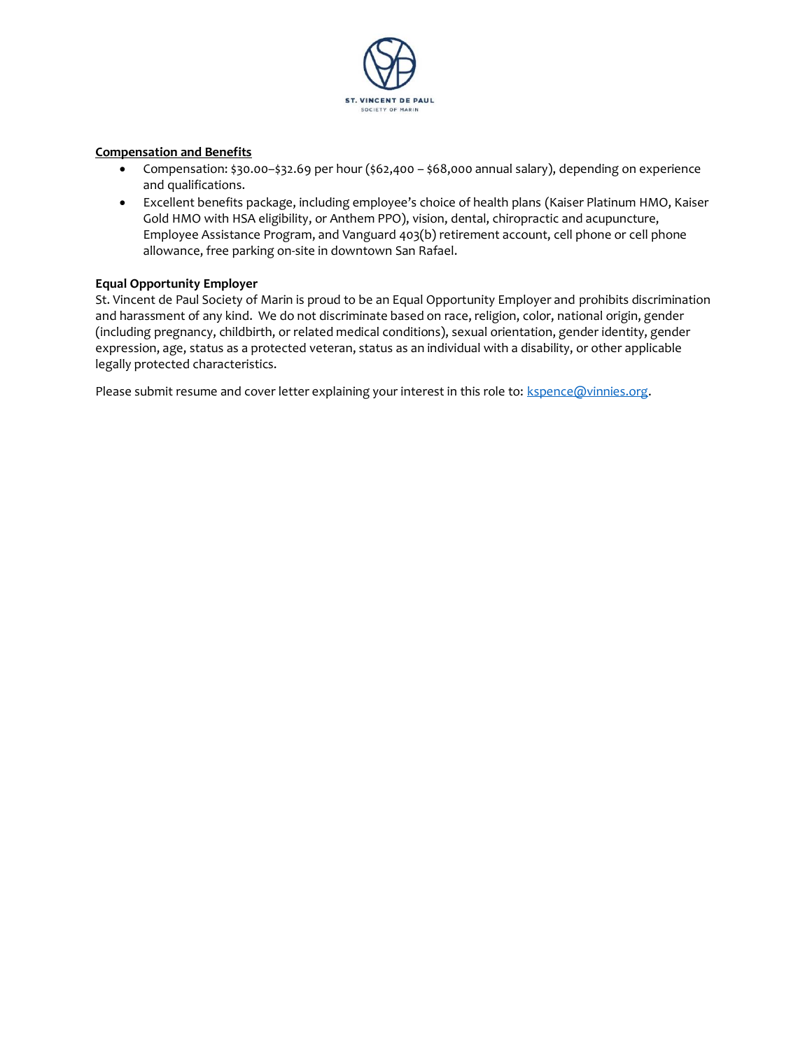**Compensation and Benefits**

- Compensation: $30.00–$32.69 per hour ($62,400 – $68,000 annual salary), depending on experience and qualifications.
- Excellent benefits package, including employee's choice of health plans (Kaiser Platinum HMO, Kaiser Gold HMO with HSA eligibility, or Anthem PPO), vision, dental, chiropractic and acupuncture, Employee Assistance Program, and Vanguard 403(b) retirement account, cell phone or cell phone allowance, free parking on-site in downtown San Rafael.

**Equal Opportunity Employer**

St. Vincent de Paul Society of Marin is proud to be an Equal Opportunity Employer and prohibits discrimination and harassment of any kind. We do not discriminate based on race, religion, color, national origin, gender (including pregnancy, childbirth, or related medical conditions), sexual orientation, gender identity, gender expression, age, status as a protected veteran, status as an individual with a disability, or other applicable legally protected characteristics.

Please submit resume and cover letter explaining your interest in this role to: kspence@vinnies.org.